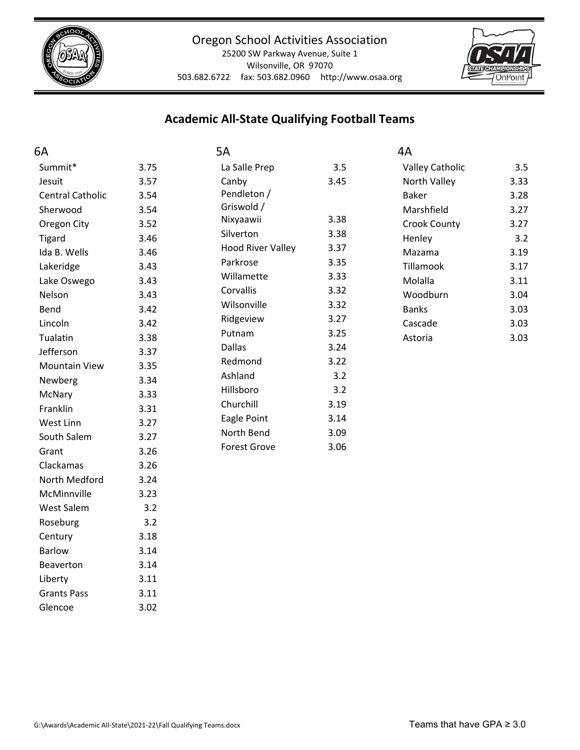Oregon School Activities Association

25200 SW Parkway Avenue, Suite 1

Wilsonville, OR 97070

503.682.6722 fax: 503.682.0960 http://www.osaa.org

## Academic All-State Qualifying Football Teams

### 6A

| School | GPA |
|---|---|
| Summit* | 3.75 |
| Jesuit | 3.57 |
| Central Catholic | 3.54 |
| Sherwood | 3.54 |
| Oregon City | 3.52 |
| Tigard | 3.46 |
| Ida B. Wells | 3.46 |
| Lakeridge | 3.43 |
| Lake Oswego | 3.43 |
| Nelson | 3.43 |
| Bend | 3.42 |
| Lincoln | 3.42 |
| Tualatin | 3.38 |
| Jefferson | 3.37 |
| Mountain View | 3.35 |
| Newberg | 3.34 |
| McNary | 3.33 |
| Franklin | 3.31 |
| West Linn | 3.27 |
| South Salem | 3.27 |
| Grant | 3.26 |
| Clackamas | 3.26 |
| North Medford | 3.24 |
| McMinnville | 3.23 |
| West Salem | 3.2 |
| Roseburg | 3.2 |
| Century | 3.18 |
| Barlow | 3.14 |
| Beaverton | 3.14 |
| Liberty | 3.11 |
| Grants Pass | 3.11 |
| Glencoe | 3.02 |

### 5A

| School | GPA |
|---|---|
| La Salle Prep | 3.5 |
| Canby | 3.45 |
| Pendleton / Griswold / Nixyaawii | 3.38 |
| Silverton | 3.38 |
| Hood River Valley | 3.37 |
| Parkrose | 3.35 |
| Willamette | 3.33 |
| Corvallis | 3.32 |
| Wilsonville | 3.32 |
| Ridgeview | 3.27 |
| Putnam | 3.25 |
| Dallas | 3.24 |
| Redmond | 3.22 |
| Ashland | 3.2 |
| Hillsboro | 3.2 |
| Churchill | 3.19 |
| Eagle Point | 3.14 |
| North Bend | 3.09 |
| Forest Grove | 3.06 |

### 4A

| School | GPA |
|---|---|
| Valley Catholic | 3.5 |
| North Valley | 3.33 |
| Baker | 3.28 |
| Marshfield | 3.27 |
| Crook County | 3.27 |
| Henley | 3.2 |
| Mazama | 3.19 |
| Tillamook | 3.17 |
| Molalla | 3.11 |
| Woodburn | 3.04 |
| Banks | 3.03 |
| Cascade | 3.03 |
| Astoria | 3.03 |

Teams that have GPA ≥ 3.0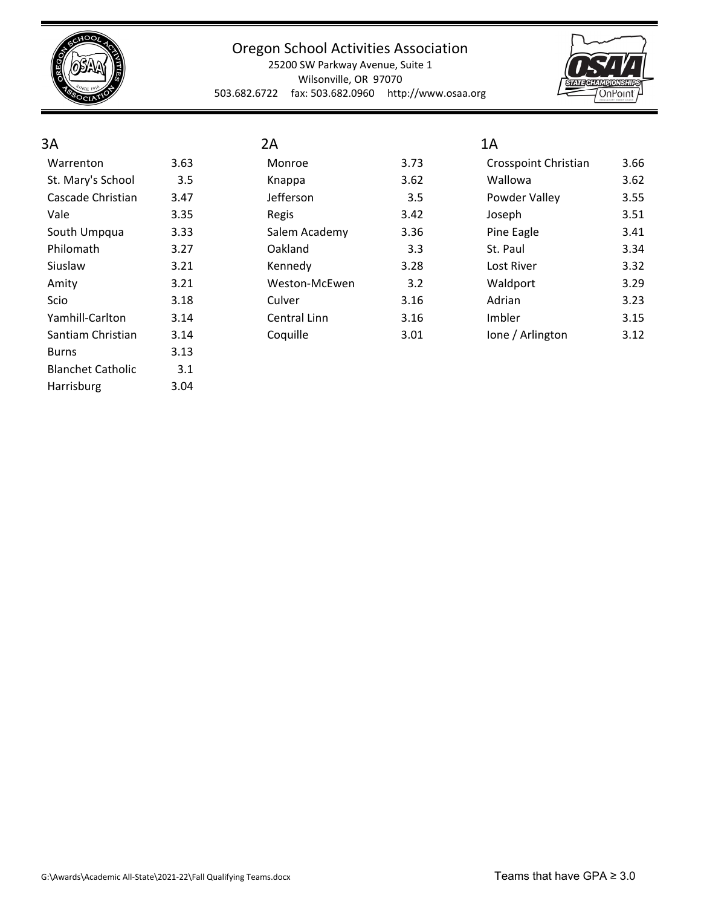## 3A

| School | GPA |
| --- | --- |
| Warrenton | 3.63 |
| St. Mary's School | 3.5 |
| Cascade Christian | 3.47 |
| Vale | 3.35 |
| South Umpqua | 3.33 |
| Philomath | 3.27 |
| Siuslaw | 3.21 |
| Amity | 3.21 |
| Scio | 3.18 |
| Yamhill-Carlton | 3.14 |
| Santiam Christian | 3.14 |
| Burns | 3.13 |
| Blanchet Catholic | 3.1 |
| Harrisburg | 3.04 |

## 2A

| School | GPA |
| --- | --- |
| Monroe | 3.73 |
| Knappa | 3.62 |
| Jefferson | 3.5 |
| Regis | 3.42 |
| Salem Academy | 3.36 |
| Oakland | 3.3 |
| Kennedy | 3.28 |
| Weston-McEwen | 3.2 |
| Culver | 3.16 |
| Central Linn | 3.16 |
| Coquille | 3.01 |

## 1A

| School | GPA |
| --- | --- |
| Crosspoint Christian | 3.66 |
| Wallowa | 3.62 |
| Powder Valley | 3.55 |
| Joseph | 3.51 |
| Pine Eagle | 3.41 |
| St. Paul | 3.34 |
| Lost River | 3.32 |
| Waldport | 3.29 |
| Adrian | 3.23 |
| Imbler | 3.15 |
| Ione / Arlington | 3.12 |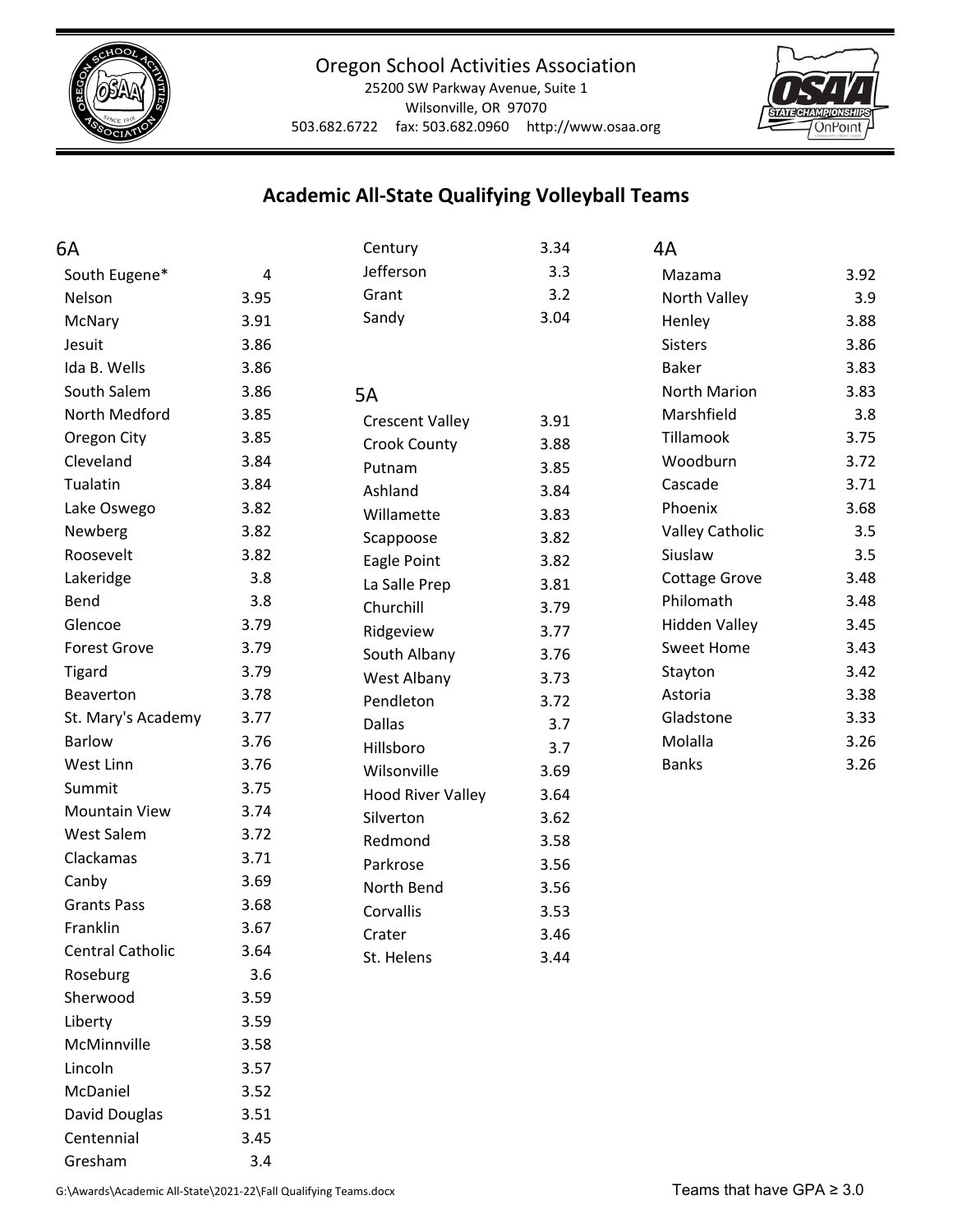Oregon School Activities Association
25200 SW Parkway Avenue, Suite 1
Wilsonville, OR 97070
503.682.6722 fax: 503.682.0960 http://www.osaa.org

## Academic All-State Qualifying Volleyball Teams

### 6A

| School | GPA |
|---|---|
| South Eugene* | 4 |
| Nelson | 3.95 |
| McNary | 3.91 |
| Jesuit | 3.86 |
| Ida B. Wells | 3.86 |
| South Salem | 3.86 |
| North Medford | 3.85 |
| Oregon City | 3.85 |
| Cleveland | 3.84 |
| Tualatin | 3.84 |
| Lake Oswego | 3.82 |
| Newberg | 3.82 |
| Roosevelt | 3.82 |
| Lakeridge | 3.8 |
| Bend | 3.8 |
| Glencoe | 3.79 |
| Forest Grove | 3.79 |
| Tigard | 3.79 |
| Beaverton | 3.78 |
| St. Mary's Academy | 3.77 |
| Barlow | 3.76 |
| West Linn | 3.76 |
| Summit | 3.75 |
| Mountain View | 3.74 |
| West Salem | 3.72 |
| Clackamas | 3.71 |
| Canby | 3.69 |
| Grants Pass | 3.68 |
| Franklin | 3.67 |
| Central Catholic | 3.64 |
| Roseburg | 3.6 |
| Sherwood | 3.59 |
| Liberty | 3.59 |
| McMinnville | 3.58 |
| Lincoln | 3.57 |
| McDaniel | 3.52 |
| David Douglas | 3.51 |
| Centennial | 3.45 |
| Gresham | 3.4 |
| Century | 3.34 |
| Jefferson | 3.3 |
| Grant | 3.2 |
| Sandy | 3.04 |

### 5A

| School | GPA |
|---|---|
| Crescent Valley | 3.91 |
| Crook County | 3.88 |
| Putnam | 3.85 |
| Ashland | 3.84 |
| Willamette | 3.83 |
| Scappoose | 3.82 |
| Eagle Point | 3.82 |
| La Salle Prep | 3.81 |
| Churchill | 3.79 |
| Ridgeview | 3.77 |
| South Albany | 3.76 |
| West Albany | 3.73 |
| Pendleton | 3.72 |
| Dallas | 3.7 |
| Hillsboro | 3.7 |
| Wilsonville | 3.69 |
| Hood River Valley | 3.64 |
| Silverton | 3.62 |
| Redmond | 3.58 |
| Parkrose | 3.56 |
| North Bend | 3.56 |
| Corvallis | 3.53 |
| Crater | 3.46 |
| St. Helens | 3.44 |

### 4A

| School | GPA |
|---|---|
| Mazama | 3.92 |
| North Valley | 3.9 |
| Henley | 3.88 |
| Sisters | 3.86 |
| Baker | 3.83 |
| North Marion | 3.83 |
| Marshfield | 3.8 |
| Tillamook | 3.75 |
| Woodburn | 3.72 |
| Cascade | 3.71 |
| Phoenix | 3.68 |
| Valley Catholic | 3.5 |
| Siuslaw | 3.5 |
| Cottage Grove | 3.48 |
| Philomath | 3.48 |
| Hidden Valley | 3.45 |
| Sweet Home | 3.43 |
| Stayton | 3.42 |
| Astoria | 3.38 |
| Gladstone | 3.33 |
| Molalla | 3.26 |
| Banks | 3.26 |

G:\Awards\Academic All-State\2021-22\Fall Qualifying Teams.docx

Teams that have GPA ≥ 3.0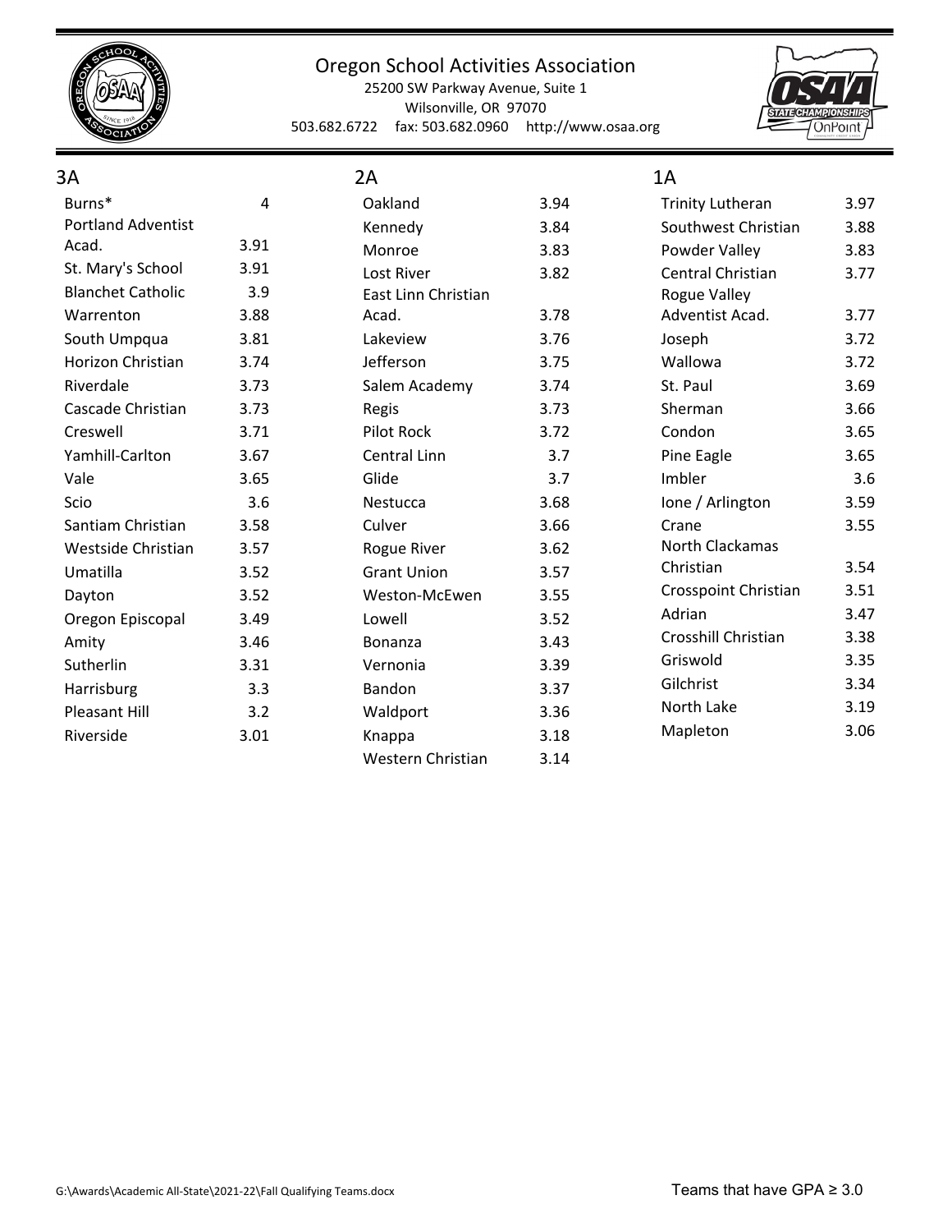Oregon School Activities Association
25200 SW Parkway Avenue, Suite 1
Wilsonville, OR 97070
503.682.6722 fax: 503.682.0960 http://www.osaa.org

## 3A

| School | GPA |
|---|---|
| Burns* | 4 |
| Portland Adventist Acad. | 3.91 |
| St. Mary's School | 3.91 |
| Blanchet Catholic | 3.9 |
| Warrenton | 3.88 |
| South Umpqua | 3.81 |
| Horizon Christian | 3.74 |
| Riverdale | 3.73 |
| Cascade Christian | 3.73 |
| Creswell | 3.71 |
| Yamhill-Carlton | 3.67 |
| Vale | 3.65 |
| Scio | 3.6 |
| Santiam Christian | 3.58 |
| Westside Christian | 3.57 |
| Umatilla | 3.52 |
| Dayton | 3.52 |
| Oregon Episcopal | 3.49 |
| Amity | 3.46 |
| Sutherlin | 3.31 |
| Harrisburg | 3.3 |
| Pleasant Hill | 3.2 |
| Riverside | 3.01 |

## 2A

| School | GPA |
|---|---|
| Oakland | 3.94 |
| Kennedy | 3.84 |
| Monroe | 3.83 |
| Lost River | 3.82 |
| East Linn Christian Acad. | 3.78 |
| Lakeview | 3.76 |
| Jefferson | 3.75 |
| Salem Academy | 3.74 |
| Regis | 3.73 |
| Pilot Rock | 3.72 |
| Central Linn | 3.7 |
| Glide | 3.7 |
| Nestucca | 3.68 |
| Culver | 3.66 |
| Rogue River | 3.62 |
| Grant Union | 3.57 |
| Weston-McEwen | 3.55 |
| Lowell | 3.52 |
| Bonanza | 3.43 |
| Vernonia | 3.39 |
| Bandon | 3.37 |
| Waldport | 3.36 |
| Knappa | 3.18 |
| Western Christian | 3.14 |

## 1A

| School | GPA |
|---|---|
| Trinity Lutheran | 3.97 |
| Southwest Christian | 3.88 |
| Powder Valley | 3.83 |
| Central Christian | 3.77 |
| Rogue Valley Adventist Acad. | 3.77 |
| Joseph | 3.72 |
| Wallowa | 3.72 |
| St. Paul | 3.69 |
| Sherman | 3.66 |
| Condon | 3.65 |
| Pine Eagle | 3.65 |
| Imbler | 3.6 |
| Ione / Arlington | 3.59 |
| Crane | 3.55 |
| North Clackamas Christian | 3.54 |
| Crosspoint Christian | 3.51 |
| Adrian | 3.47 |
| Crosshill Christian | 3.38 |
| Griswold | 3.35 |
| Gilchrist | 3.34 |
| North Lake | 3.19 |
| Mapleton | 3.06 |

G:\Awards\Academic All-State\2021-22\Fall Qualifying Teams.docx

Teams that have GPA ≥ 3.0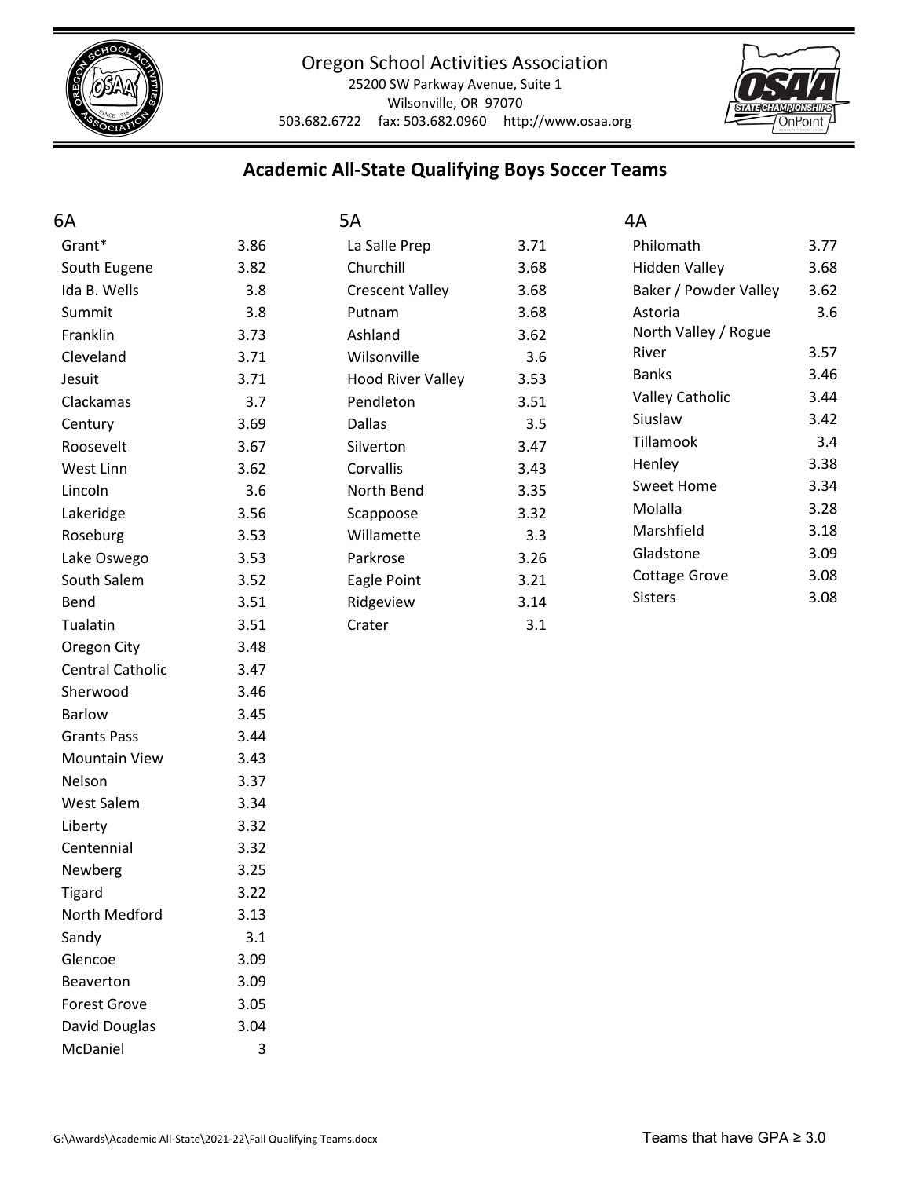Oregon School Activities Association
25200 SW Parkway Avenue, Suite 1
Wilsonville, OR 97070
503.682.6722 fax: 503.682.0960 http://www.osaa.org

## Academic All-State Qualifying Boys Soccer Teams

### 6A

| School | GPA |
|---|---|
| Grant* | 3.86 |
| South Eugene | 3.82 |
| Ida B. Wells | 3.8 |
| Summit | 3.8 |
| Franklin | 3.73 |
| Cleveland | 3.71 |
| Jesuit | 3.71 |
| Clackamas | 3.7 |
| Century | 3.69 |
| Roosevelt | 3.67 |
| West Linn | 3.62 |
| Lincoln | 3.6 |
| Lakeridge | 3.56 |
| Roseburg | 3.53 |
| Lake Oswego | 3.53 |
| South Salem | 3.52 |
| Bend | 3.51 |
| Tualatin | 3.51 |
| Oregon City | 3.48 |
| Central Catholic | 3.47 |
| Sherwood | 3.46 |
| Barlow | 3.45 |
| Grants Pass | 3.44 |
| Mountain View | 3.43 |
| Nelson | 3.37 |
| West Salem | 3.34 |
| Liberty | 3.32 |
| Centennial | 3.32 |
| Newberg | 3.25 |
| Tigard | 3.22 |
| North Medford | 3.13 |
| Sandy | 3.1 |
| Glencoe | 3.09 |
| Beaverton | 3.09 |
| Forest Grove | 3.05 |
| David Douglas | 3.04 |
| McDaniel | 3 |

### 5A

| School | GPA |
|---|---|
| La Salle Prep | 3.71 |
| Churchill | 3.68 |
| Crescent Valley | 3.68 |
| Putnam | 3.68 |
| Ashland | 3.62 |
| Wilsonville | 3.6 |
| Hood River Valley | 3.53 |
| Pendleton | 3.51 |
| Dallas | 3.5 |
| Silverton | 3.47 |
| Corvallis | 3.43 |
| North Bend | 3.35 |
| Scappoose | 3.32 |
| Willamette | 3.3 |
| Parkrose | 3.26 |
| Eagle Point | 3.21 |
| Ridgeview | 3.14 |
| Crater | 3.1 |

### 4A

| School | GPA |
|---|---|
| Philomath | 3.77 |
| Hidden Valley | 3.68 |
| Baker / Powder Valley | 3.62 |
| Astoria | 3.6 |
| North Valley / Rogue River | 3.57 |
| Banks | 3.46 |
| Valley Catholic | 3.44 |
| Siuslaw | 3.42 |
| Tillamook | 3.4 |
| Henley | 3.38 |
| Sweet Home | 3.34 |
| Molalla | 3.28 |
| Marshfield | 3.18 |
| Gladstone | 3.09 |
| Cottage Grove | 3.08 |
| Sisters | 3.08 |

G:\Awards\Academic All-State\2021-22\Fall Qualifying Teams.docx

Teams that have GPA ≥ 3.0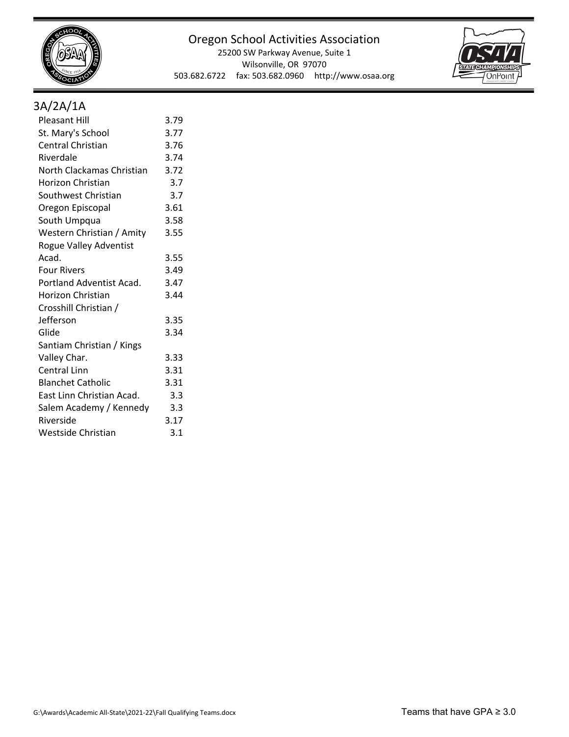## 3A/2A/1A

| School | GPA |
|---|---|
| Pleasant Hill | 3.79 |
| St. Mary's School | 3.77 |
| Central Christian | 3.76 |
| Riverdale | 3.74 |
| North Clackamas Christian | 3.72 |
| Horizon Christian | 3.7 |
| Southwest Christian | 3.7 |
| Oregon Episcopal | 3.61 |
| South Umpqua | 3.58 |
| Western Christian / Amity | 3.55 |
| Rogue Valley Adventist Acad. | 3.55 |
| Four Rivers | 3.49 |
| Portland Adventist Acad. | 3.47 |
| Horizon Christian | 3.44 |
| Crosshill Christian / Jefferson | 3.35 |
| Glide | 3.34 |
| Santiam Christian / Kings Valley Char. | 3.33 |
| Central Linn | 3.31 |
| Blanchet Catholic | 3.31 |
| East Linn Christian Acad. | 3.3 |
| Salem Academy / Kennedy | 3.3 |
| Riverside | 3.17 |
| Westside Christian | 3.1 |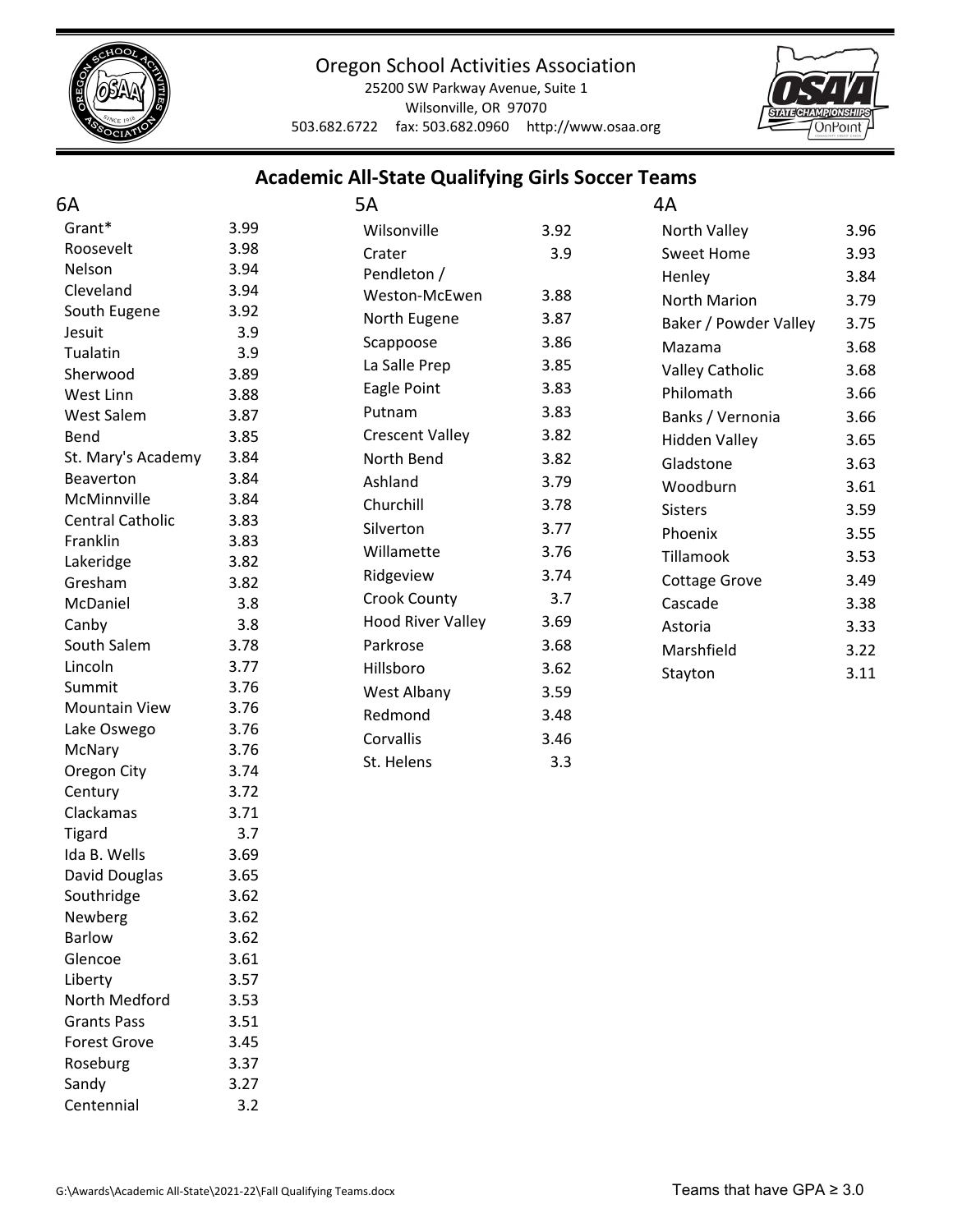Oregon School Activities Association
25200 SW Parkway Avenue, Suite 1
Wilsonville, OR 97070
503.682.6722 fax: 503.682.0960 http://www.osaa.org

## Academic All-State Qualifying Girls Soccer Teams

### 6A

| School | GPA |
|---|---|
| Grant* | 3.99 |
| Roosevelt | 3.98 |
| Nelson | 3.94 |
| Cleveland | 3.94 |
| South Eugene | 3.92 |
| Jesuit | 3.9 |
| Tualatin | 3.9 |
| Sherwood | 3.89 |
| West Linn | 3.88 |
| West Salem | 3.87 |
| Bend | 3.85 |
| St. Mary's Academy | 3.84 |
| Beaverton | 3.84 |
| McMinnville | 3.84 |
| Central Catholic | 3.83 |
| Franklin | 3.83 |
| Lakeridge | 3.82 |
| Gresham | 3.82 |
| McDaniel | 3.8 |
| Canby | 3.8 |
| South Salem | 3.78 |
| Lincoln | 3.77 |
| Summit | 3.76 |
| Mountain View | 3.76 |
| Lake Oswego | 3.76 |
| McNary | 3.76 |
| Oregon City | 3.74 |
| Century | 3.72 |
| Clackamas | 3.71 |
| Tigard | 3.7 |
| Ida B. Wells | 3.69 |
| David Douglas | 3.65 |
| Southridge | 3.62 |
| Newberg | 3.62 |
| Barlow | 3.62 |
| Glencoe | 3.61 |
| Liberty | 3.57 |
| North Medford | 3.53 |
| Grants Pass | 3.51 |
| Forest Grove | 3.45 |
| Roseburg | 3.37 |
| Sandy | 3.27 |
| Centennial | 3.2 |

### 5A

| School | GPA |
|---|---|
| Wilsonville | 3.92 |
| Crater | 3.9 |
| Pendleton / Weston-McEwen | 3.88 |
| North Eugene | 3.87 |
| Scappoose | 3.86 |
| La Salle Prep | 3.85 |
| Eagle Point | 3.83 |
| Putnam | 3.83 |
| Crescent Valley | 3.82 |
| North Bend | 3.82 |
| Ashland | 3.79 |
| Churchill | 3.78 |
| Silverton | 3.77 |
| Willamette | 3.76 |
| Ridgeview | 3.74 |
| Crook County | 3.7 |
| Hood River Valley | 3.69 |
| Parkrose | 3.68 |
| Hillsboro | 3.62 |
| West Albany | 3.59 |
| Redmond | 3.48 |
| Corvallis | 3.46 |
| St. Helens | 3.3 |

### 4A

| School | GPA |
|---|---|
| North Valley | 3.96 |
| Sweet Home | 3.93 |
| Henley | 3.84 |
| North Marion | 3.79 |
| Baker / Powder Valley | 3.75 |
| Mazama | 3.68 |
| Valley Catholic | 3.68 |
| Philomath | 3.66 |
| Banks / Vernonia | 3.66 |
| Hidden Valley | 3.65 |
| Gladstone | 3.63 |
| Woodburn | 3.61 |
| Sisters | 3.59 |
| Phoenix | 3.55 |
| Tillamook | 3.53 |
| Cottage Grove | 3.49 |
| Cascade | 3.38 |
| Astoria | 3.33 |
| Marshfield | 3.22 |
| Stayton | 3.11 |

G:\Awards\Academic All-State\2021-22\Fall Qualifying Teams.docx

Teams that have GPA ≥ 3.0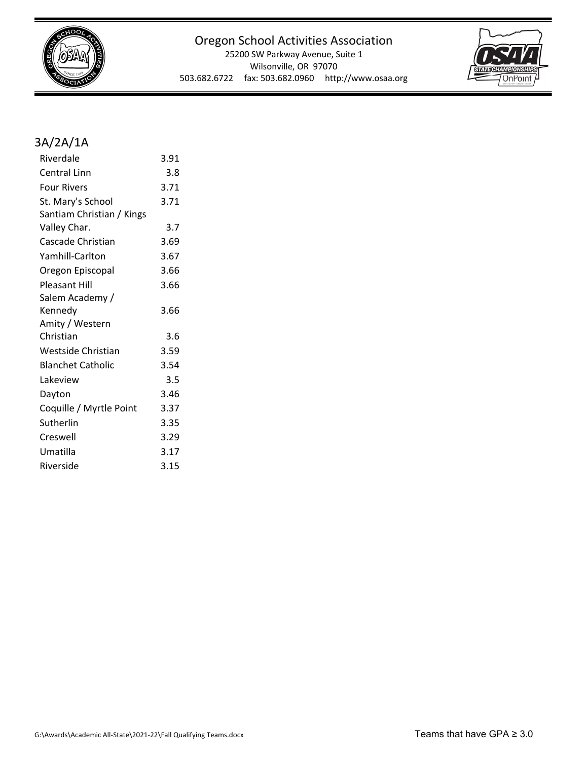## 3A/2A/1A

| | |
|---|---|
| Riverdale | 3.91 |
| Central Linn | 3.8 |
| Four Rivers | 3.71 |
| St. Mary's School | 3.71 |
| Santiam Christian / Kings Valley Char. | 3.7 |
| Cascade Christian | 3.69 |
| Yamhill-Carlton | 3.67 |
| Oregon Episcopal | 3.66 |
| Pleasant Hill | 3.66 |
| Salem Academy / Kennedy | 3.66 |
| Amity / Western Christian | 3.6 |
| Westside Christian | 3.59 |
| Blanchet Catholic | 3.54 |
| Lakeview | 3.5 |
| Dayton | 3.46 |
| Coquille / Myrtle Point | 3.37 |
| Sutherlin | 3.35 |
| Creswell | 3.29 |
| Umatilla | 3.17 |
| Riverside | 3.15 |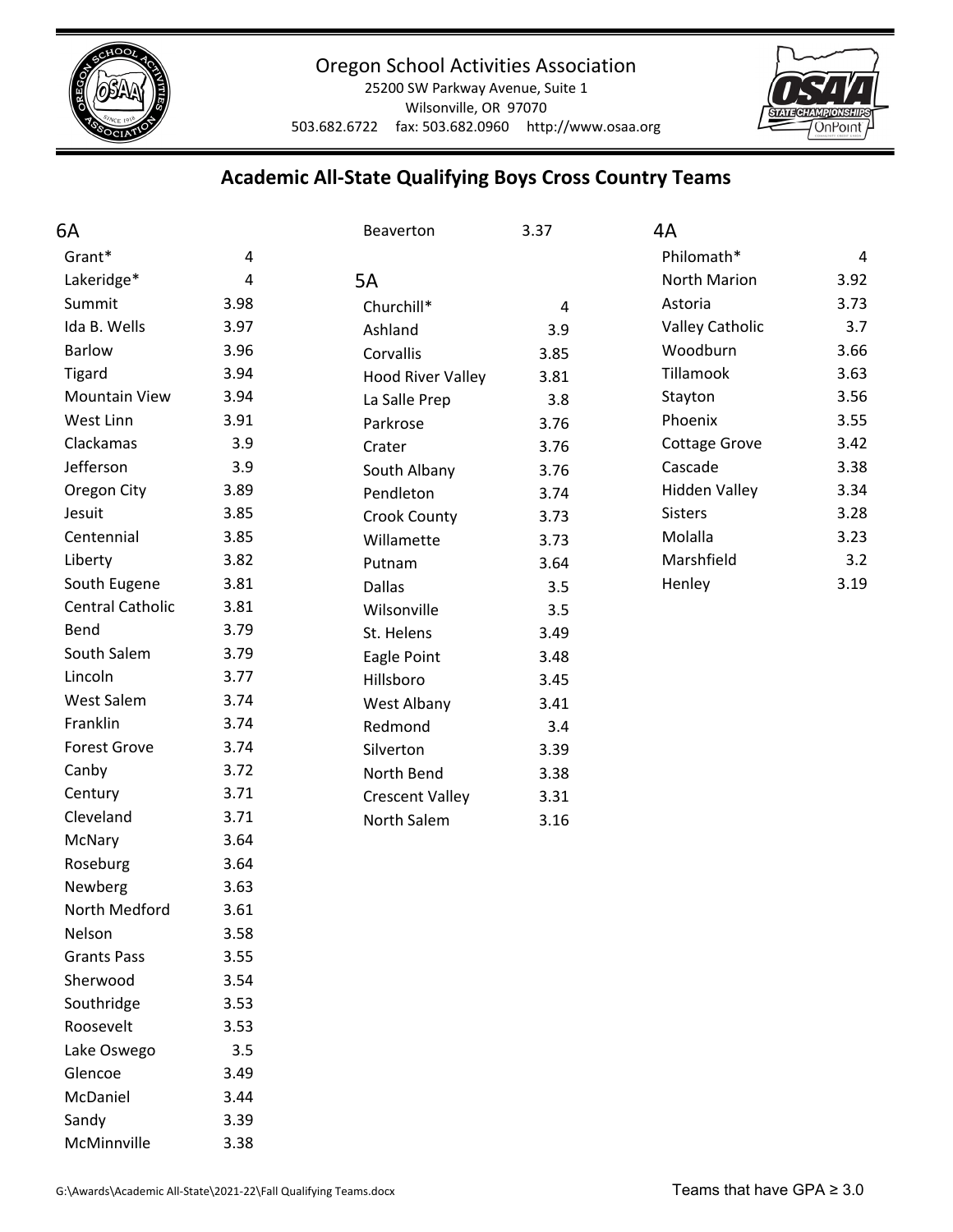Oregon School Activities Association
25200 SW Parkway Avenue, Suite 1
Wilsonville, OR 97070
503.682.6722 fax: 503.682.0960 http://www.osaa.org

## Academic All-State Qualifying Boys Cross Country Teams

### 6A

| School | GPA |
|---|---|
| Grant* | 4 |
| Lakeridge* | 4 |
| Summit | 3.98 |
| Ida B. Wells | 3.97 |
| Barlow | 3.96 |
| Tigard | 3.94 |
| Mountain View | 3.94 |
| West Linn | 3.91 |
| Clackamas | 3.9 |
| Jefferson | 3.9 |
| Oregon City | 3.89 |
| Jesuit | 3.85 |
| Centennial | 3.85 |
| Liberty | 3.82 |
| South Eugene | 3.81 |
| Central Catholic | 3.81 |
| Bend | 3.79 |
| South Salem | 3.79 |
| Lincoln | 3.77 |
| West Salem | 3.74 |
| Franklin | 3.74 |
| Forest Grove | 3.74 |
| Canby | 3.72 |
| Century | 3.71 |
| Cleveland | 3.71 |
| McNary | 3.64 |
| Roseburg | 3.64 |
| Newberg | 3.63 |
| North Medford | 3.61 |
| Nelson | 3.58 |
| Grants Pass | 3.55 |
| Sherwood | 3.54 |
| Southridge | 3.53 |
| Roosevelt | 3.53 |
| Lake Oswego | 3.5 |
| Glencoe | 3.49 |
| McDaniel | 3.44 |
| Sandy | 3.39 |
| McMinnville | 3.38 |
| Beaverton | 3.37 |

### 5A

| School | GPA |
|---|---|
| Churchill* | 4 |
| Ashland | 3.9 |
| Corvallis | 3.85 |
| Hood River Valley | 3.81 |
| La Salle Prep | 3.8 |
| Parkrose | 3.76 |
| Crater | 3.76 |
| South Albany | 3.76 |
| Pendleton | 3.74 |
| Crook County | 3.73 |
| Willamette | 3.73 |
| Putnam | 3.64 |
| Dallas | 3.5 |
| Wilsonville | 3.5 |
| St. Helens | 3.49 |
| Eagle Point | 3.48 |
| Hillsboro | 3.45 |
| West Albany | 3.41 |
| Redmond | 3.4 |
| Silverton | 3.39 |
| North Bend | 3.38 |
| Crescent Valley | 3.31 |
| North Salem | 3.16 |

### 4A

| School | GPA |
|---|---|
| Philomath* | 4 |
| North Marion | 3.92 |
| Astoria | 3.73 |
| Valley Catholic | 3.7 |
| Woodburn | 3.66 |
| Tillamook | 3.63 |
| Stayton | 3.56 |
| Phoenix | 3.55 |
| Cottage Grove | 3.42 |
| Cascade | 3.38 |
| Hidden Valley | 3.34 |
| Sisters | 3.28 |
| Molalla | 3.23 |
| Marshfield | 3.2 |
| Henley | 3.19 |

G:\Awards\Academic All-State\2021-22\Fall Qualifying Teams.docx

Teams that have GPA ≥ 3.0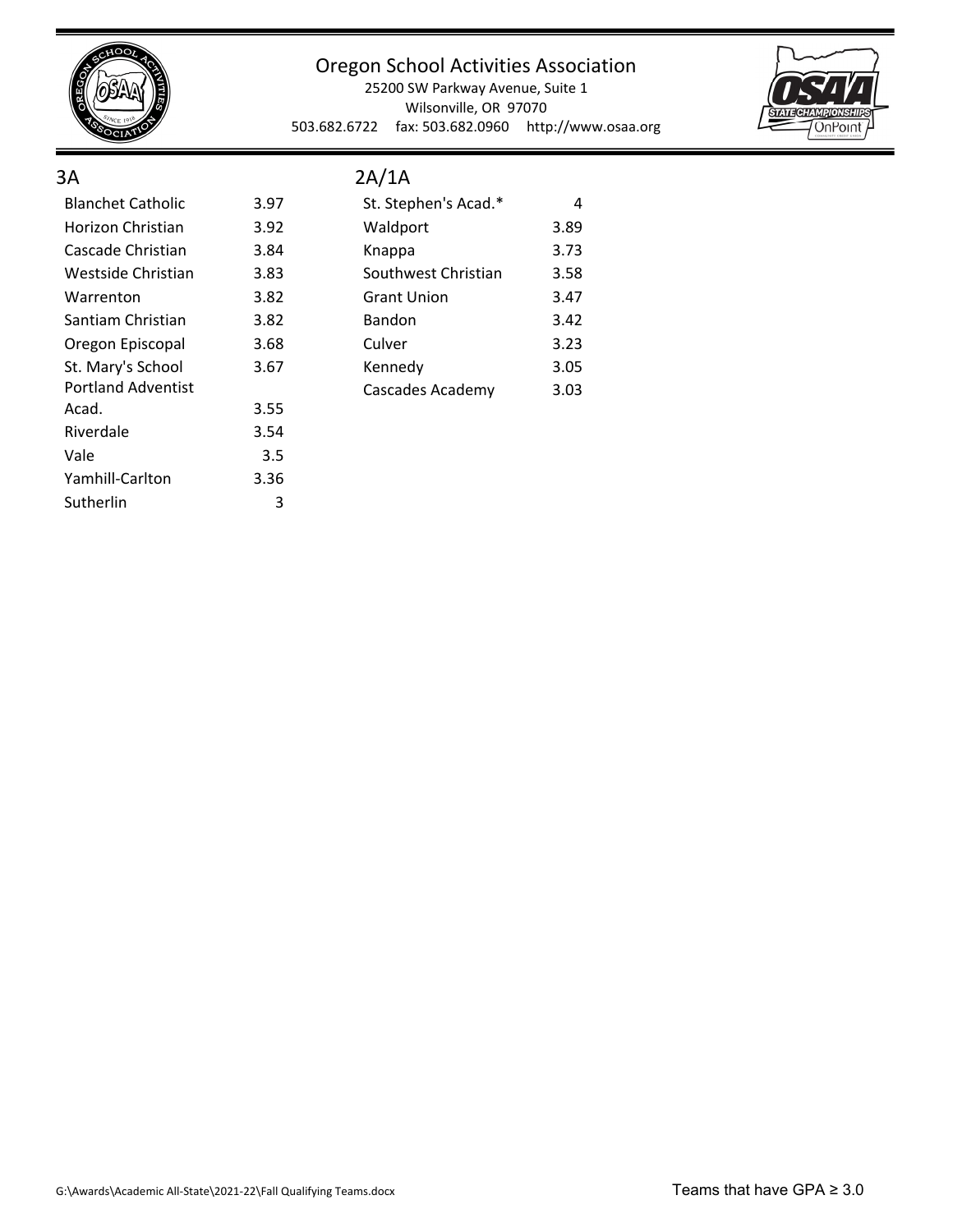Oregon School Activities Association
25200 SW Parkway Avenue, Suite 1
Wilsonville, OR 97070
503.682.6722 fax: 503.682.0960 http://www.osaa.org

## 3A

| School | GPA |
|---|---|
| Blanchet Catholic | 3.97 |
| Horizon Christian | 3.92 |
| Cascade Christian | 3.84 |
| Westside Christian | 3.83 |
| Warrenton | 3.82 |
| Santiam Christian | 3.82 |
| Oregon Episcopal | 3.68 |
| St. Mary's School | 3.67 |
| Portland Adventist Acad. | 3.55 |
| Riverdale | 3.54 |
| Vale | 3.5 |
| Yamhill-Carlton | 3.36 |
| Sutherlin | 3 |

## 2A/1A

| School | GPA |
|---|---|
| St. Stephen's Acad.* | 4 |
| Waldport | 3.89 |
| Knappa | 3.73 |
| Southwest Christian | 3.58 |
| Grant Union | 3.47 |
| Bandon | 3.42 |
| Culver | 3.23 |
| Kennedy | 3.05 |
| Cascades Academy | 3.03 |

G:\Awards\Academic All-State\2021-22\Fall Qualifying Teams.docx

Teams that have GPA ≥ 3.0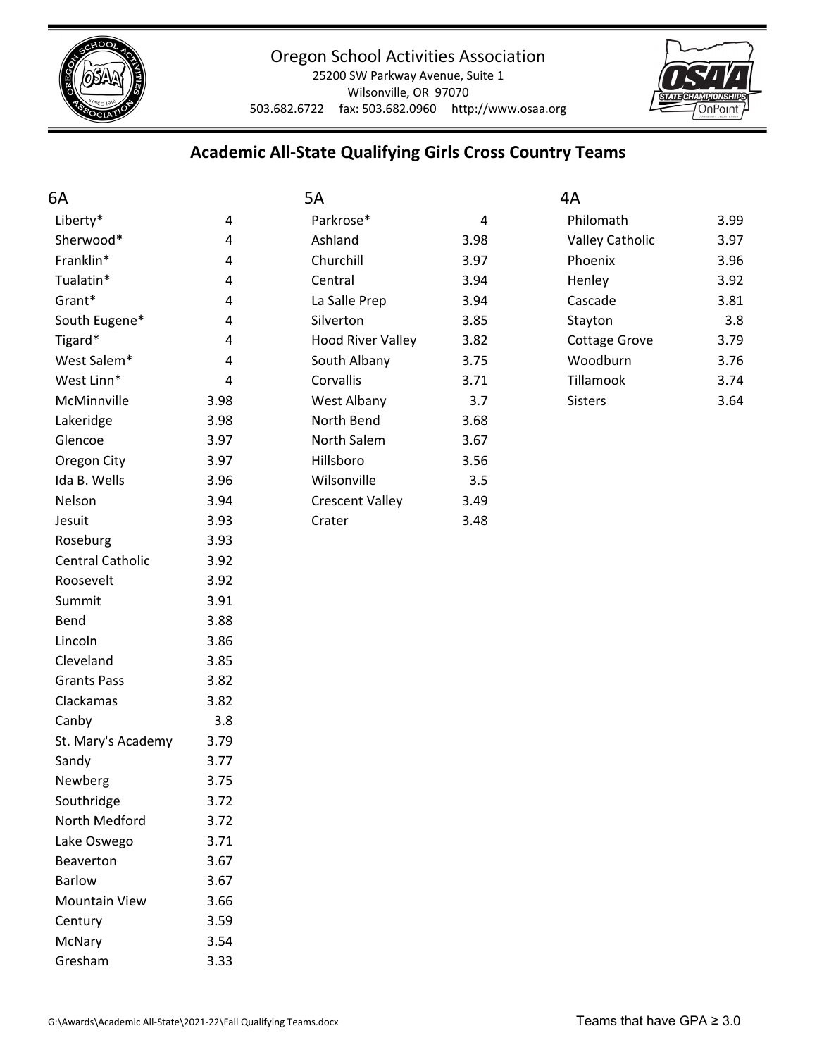Oregon School Activities Association

25200 SW Parkway Avenue, Suite 1

Wilsonville, OR 97070

503.682.6722 fax: 503.682.0960 http://www.osaa.org

## Academic All-State Qualifying Girls Cross Country Teams

### 6A

| School | GPA |
|---|---|
| Liberty* | 4 |
| Sherwood* | 4 |
| Franklin* | 4 |
| Tualatin* | 4 |
| Grant* | 4 |
| South Eugene* | 4 |
| Tigard* | 4 |
| West Salem* | 4 |
| West Linn* | 4 |
| McMinnville | 3.98 |
| Lakeridge | 3.98 |
| Glencoe | 3.97 |
| Oregon City | 3.97 |
| Ida B. Wells | 3.96 |
| Nelson | 3.94 |
| Jesuit | 3.93 |
| Roseburg | 3.93 |
| Central Catholic | 3.92 |
| Roosevelt | 3.92 |
| Summit | 3.91 |
| Bend | 3.88 |
| Lincoln | 3.86 |
| Cleveland | 3.85 |
| Grants Pass | 3.82 |
| Clackamas | 3.82 |
| Canby | 3.8 |
| St. Mary's Academy | 3.79 |
| Sandy | 3.77 |
| Newberg | 3.75 |
| Southridge | 3.72 |
| North Medford | 3.72 |
| Lake Oswego | 3.71 |
| Beaverton | 3.67 |
| Barlow | 3.67 |
| Mountain View | 3.66 |
| Century | 3.59 |
| McNary | 3.54 |
| Gresham | 3.33 |

### 5A

| School | GPA |
|---|---|
| Parkrose* | 4 |
| Ashland | 3.98 |
| Churchill | 3.97 |
| Central | 3.94 |
| La Salle Prep | 3.94 |
| Silverton | 3.85 |
| Hood River Valley | 3.82 |
| South Albany | 3.75 |
| Corvallis | 3.71 |
| West Albany | 3.7 |
| North Bend | 3.68 |
| North Salem | 3.67 |
| Hillsboro | 3.56 |
| Wilsonville | 3.5 |
| Crescent Valley | 3.49 |
| Crater | 3.48 |

### 4A

| School | GPA |
|---|---|
| Philomath | 3.99 |
| Valley Catholic | 3.97 |
| Phoenix | 3.96 |
| Henley | 3.92 |
| Cascade | 3.81 |
| Stayton | 3.8 |
| Cottage Grove | 3.79 |
| Woodburn | 3.76 |
| Tillamook | 3.74 |
| Sisters | 3.64 |

Teams that have GPA ≥ 3.0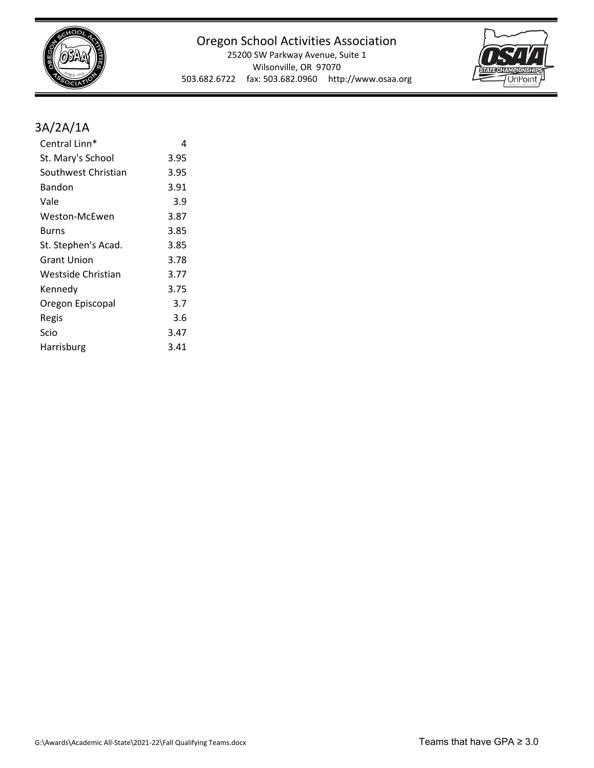Oregon School Activities Association

25200 SW Parkway Avenue, Suite 1
Wilsonville, OR 97070
503.682.6722 fax: 503.682.0960 http://www.osaa.org

## 3A/2A/1A

| | |
|---|---|
| Central Linn* | 4 |
| St. Mary's School | 3.95 |
| Southwest Christian | 3.95 |
| Bandon | 3.91 |
| Vale | 3.9 |
| Weston-McEwen | 3.87 |
| Burns | 3.85 |
| St. Stephen's Acad. | 3.85 |
| Grant Union | 3.78 |
| Westside Christian | 3.77 |
| Kennedy | 3.75 |
| Oregon Episcopal | 3.7 |
| Regis | 3.6 |
| Scio | 3.47 |
| Harrisburg | 3.41 |

G:\Awards\Academic All-State\2021-22\Fall Qualifying Teams.docx

Teams that have GPA ≥ 3.0